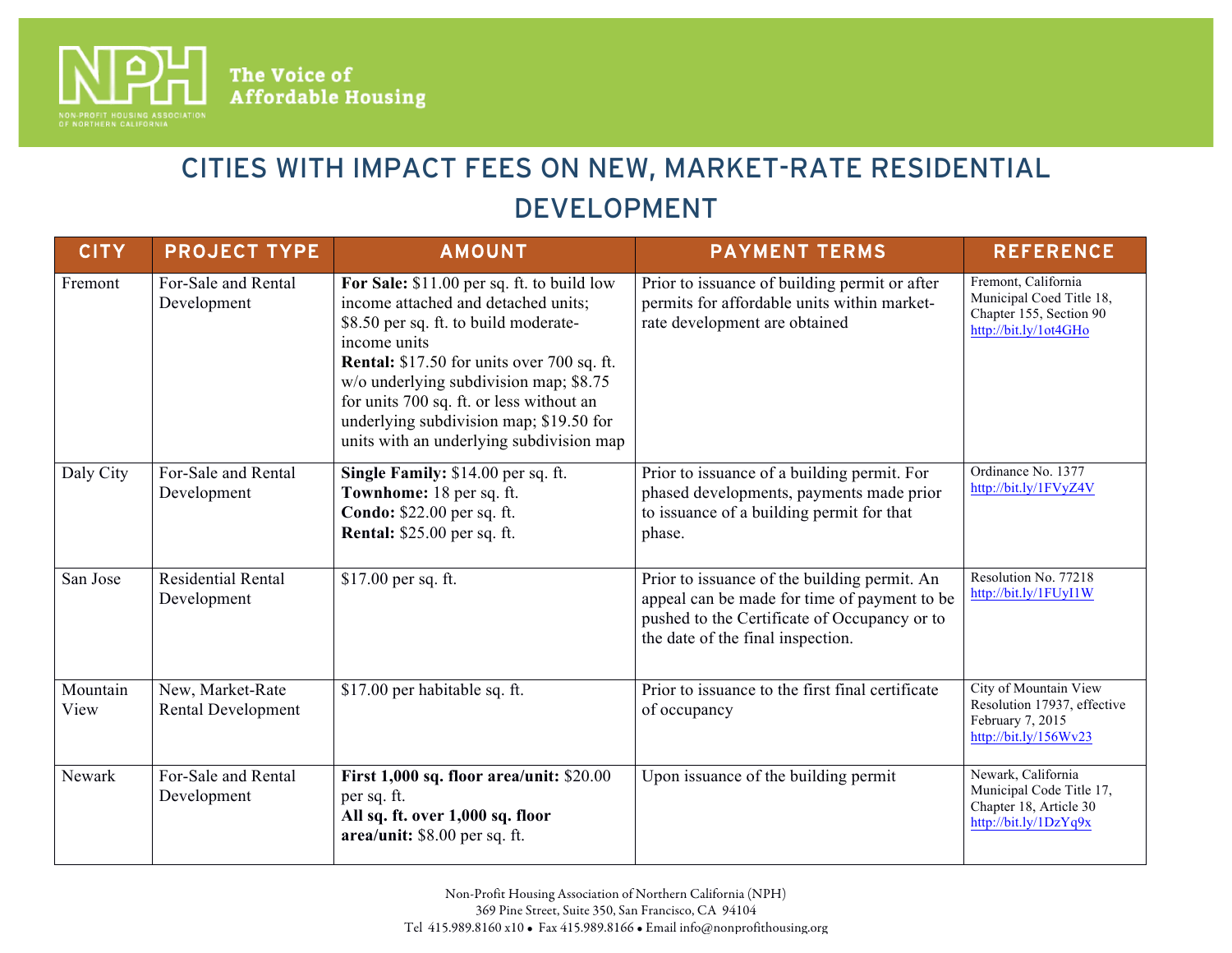The Voice of Affordable Housing

NON-PROFIT HOUSING ASSOCIATION OF NORTHERN CALIFORNIA

# CITIES WITH IMPACT FEES ON NEW, MARKET-RATE RESIDENTIAL DEVELOPMENT

| CITY | PROJECT TYPE | AMOUNT | PAYMENT TERMS | REFERENCE |
|---|---|---|---|---|
| Fremont | For-Sale and Rental Development | **For Sale:** $11.00 per sq. ft. to build low income attached and detached units; $8.50 per sq. ft. to build moderate-income units<br>**Rental:** $17.50 for units over 700 sq. ft. w/o underlying subdivision map; $8.75 for units 700 sq. ft. or less without an underlying subdivision map; $19.50 for units with an underlying subdivision map | Prior to issuance of building permit or after permits for affordable units within market-rate development are obtained | Fremont, California Municipal Coed Title 18, Chapter 155, Section 90 http://bit.ly/1ot4GHo |
| Daly City | For-Sale and Rental Development | **Single Family:** $14.00 per sq. ft.<br>**Townhome:** 18 per sq. ft.<br>**Condo:** $22.00 per sq. ft.<br>**Rental:** $25.00 per sq. ft. | Prior to issuance of a building permit. For phased developments, payments made prior to issuance of a building permit for that phase. | Ordinance No. 1377 http://bit.ly/1FVyZ4V |
| San Jose | Residential Rental Development | $17.00 per sq. ft. | Prior to issuance of the building permit. An appeal can be made for time of payment to be pushed to the Certificate of Occupancy or to the date of the final inspection. | Resolution No. 77218 http://bit.ly/1FUyI1W |
| Mountain View | New, Market-Rate Rental Development | $17.00 per habitable sq. ft. | Prior to issuance to the first final certificate of occupancy | City of Mountain View Resolution 17937, effective February 7, 2015 http://bit.ly/156Wv23 |
| Newark | For-Sale and Rental Development | **First 1,000 sq. floor area/unit:** $20.00 per sq. ft.<br>**All sq. ft. over 1,000 sq. floor area/unit:** $8.00 per sq. ft. | Upon issuance of the building permit | Newark, California Municipal Code Title 17, Chapter 18, Article 30 http://bit.ly/1DzYq9x |

Non-Profit Housing Association of Northern California (NPH)
369 Pine Street, Suite 350, San Francisco, CA 94104
Tel 415.989.8160 x10 • Fax 415.989.8166 • Email info@nonprofithousing.org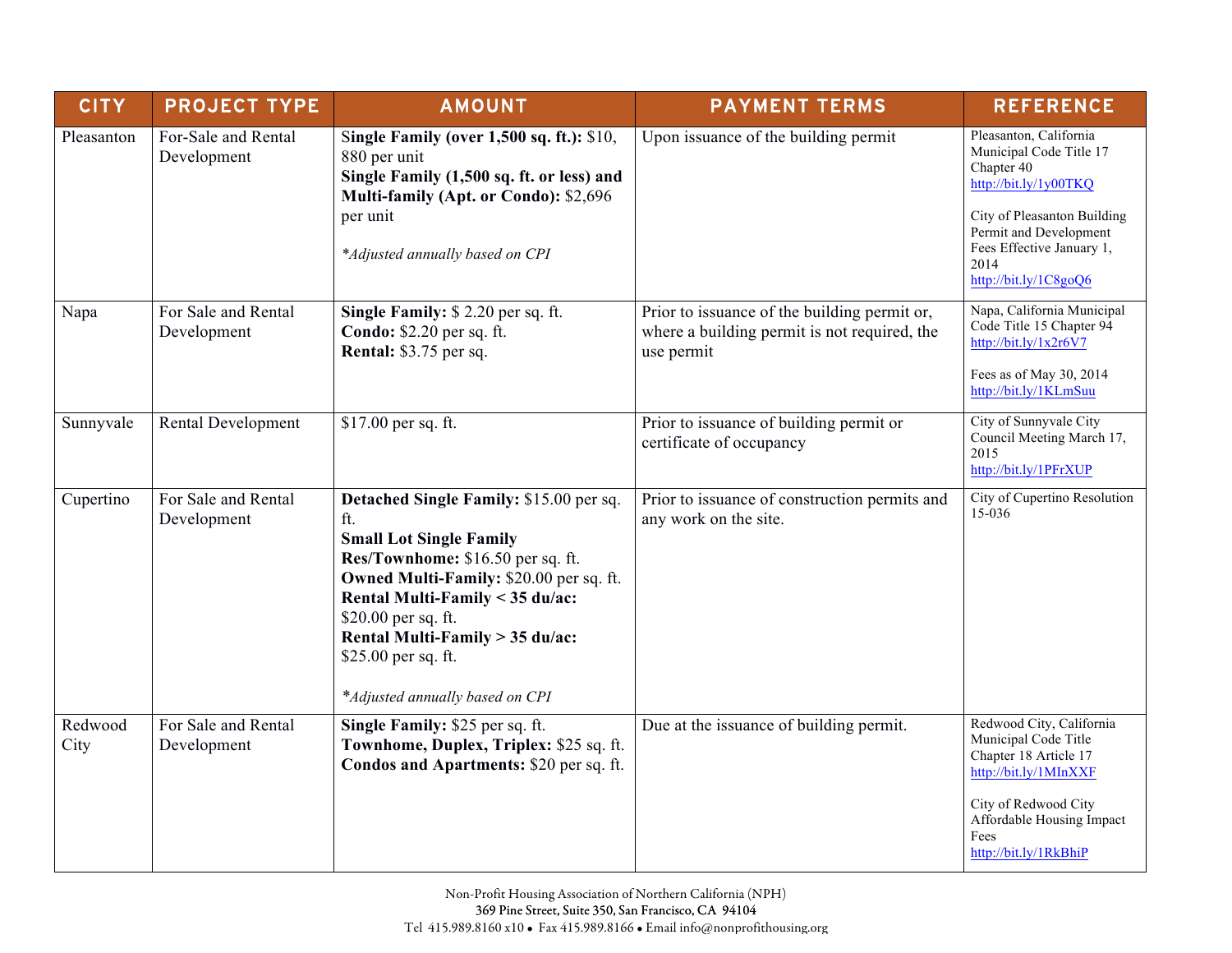| CITY | PROJECT TYPE | AMOUNT | PAYMENT TERMS | REFERENCE |
|---|---|---|---|---|
| Pleasanton | For-Sale and Rental Development | **Single Family (over 1,500 sq. ft.):** $10, 880 per unit<br>**Single Family (1,500 sq. ft. or less) and Multi-family (Apt. or Condo):** $2,696 per unit<br><br>*\*Adjusted annually based on CPI* | Upon issuance of the building permit | Pleasanton, California Municipal Code Title 17 Chapter 40 http://bit.ly/1y00TKQ<br><br>City of Pleasanton Building Permit and Development Fees Effective January 1, 2014 http://bit.ly/1C8goQ6 |
| Napa | For Sale and Rental Development | **Single Family:** $ 2.20 per sq. ft.<br>**Condo:** $2.20 per sq. ft.<br>**Rental:** $3.75 per sq. | Prior to issuance of the building permit or, where a building permit is not required, the use permit | Napa, California Municipal Code Title 15 Chapter 94 http://bit.ly/1x2r6V7<br><br>Fees as of May 30, 2014 http://bit.ly/1KLmSuu |
| Sunnyvale | Rental Development | $17.00 per sq. ft. | Prior to issuance of building permit or certificate of occupancy | City of Sunnyvale City Council Meeting March 17, 2015 http://bit.ly/1PFrXUP |
| Cupertino | For Sale and Rental Development | **Detached Single Family:** $15.00 per sq. ft.<br>**Small Lot Single Family Res/Townhome:** $16.50 per sq. ft.<br>**Owned Multi-Family:** $20.00 per sq. ft.<br>**Rental Multi-Family < 35 du/ac:** $20.00 per sq. ft.<br>**Rental Multi-Family > 35 du/ac:** $25.00 per sq. ft.<br><br>*\*Adjusted annually based on CPI* | Prior to issuance of construction permits and any work on the site. | City of Cupertino Resolution 15-036 |
| Redwood City | For Sale and Rental Development | **Single Family:** $25 per sq. ft.<br>**Townhome, Duplex, Triplex:** $25 sq. ft.<br>**Condos and Apartments:** $20 per sq. ft. | Due at the issuance of building permit. | Redwood City, California Municipal Code Title Chapter 18 Article 17 http://bit.ly/1MInXXF<br><br>City of Redwood City Affordable Housing Impact Fees http://bit.ly/1RkBhiP |

Non-Profit Housing Association of Northern California (NPH)
369 Pine Street, Suite 350, San Francisco, CA 94104
Tel 415.989.8160 x10 • Fax 415.989.8166 • Email info@nonprofithousing.org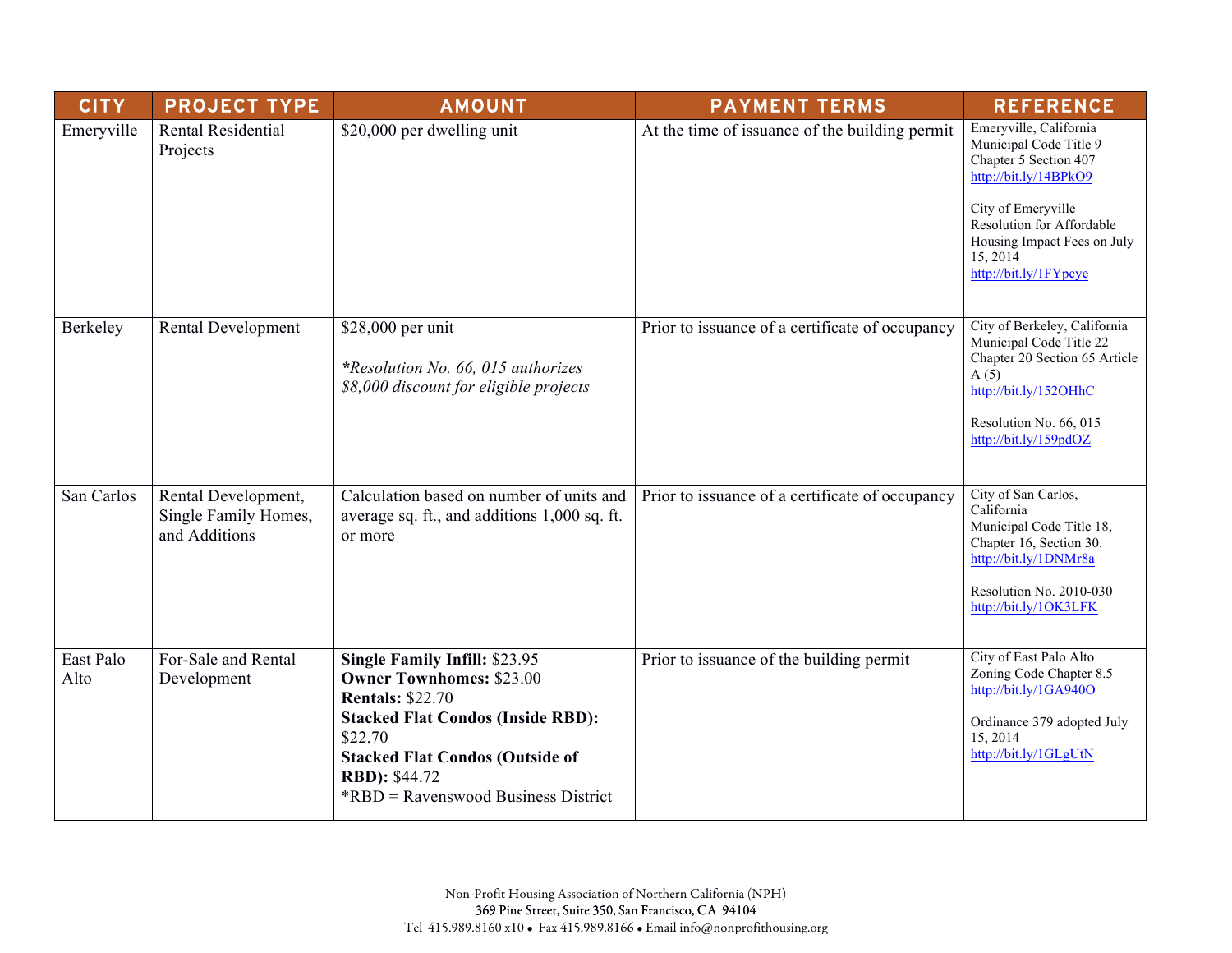| CITY | PROJECT TYPE | AMOUNT | PAYMENT TERMS | REFERENCE |
|---|---|---|---|---|
| Emeryville | Rental Residential Projects | $20,000 per dwelling unit | At the time of issuance of the building permit | Emeryville, California Municipal Code Title 9 Chapter 5 Section 407 http://bit.ly/14BPkO9<br><br>City of Emeryville Resolution for Affordable Housing Impact Fees on July 15, 2014 http://bit.ly/1FYpcye |
| Berkeley | Rental Development | $28,000 per unit<br><br>*\*Resolution No. 66, 015 authorizes $8,000 discount for eligible projects* | Prior to issuance of a certificate of occupancy | City of Berkeley, California Municipal Code Title 22 Chapter 20 Section 65 Article A (5) http://bit.ly/152OHhC<br><br>Resolution No. 66, 015 http://bit.ly/159pdOZ |
| San Carlos | Rental Development, Single Family Homes, and Additions | Calculation based on number of units and average sq. ft., and additions 1,000 sq. ft. or more | Prior to issuance of a certificate of occupancy | City of San Carlos, California Municipal Code Title 18, Chapter 16, Section 30. http://bit.ly/1DNMr8a<br><br>Resolution No. 2010-030 http://bit.ly/1OK3LFK |
| East Palo Alto | For-Sale and Rental Development | **Single Family Infill:** $23.95<br>**Owner Townhomes:** $23.00<br>**Rentals:** $22.70<br>**Stacked Flat Condos (Inside RBD):** $22.70<br>**Stacked Flat Condos (Outside of RBD):** $44.72<br>*RBD = Ravenswood Business District | Prior to issuance of the building permit | City of East Palo Alto Zoning Code Chapter 8.5 http://bit.ly/1GA940O<br><br>Ordinance 379 adopted July 15, 2014 http://bit.ly/1GLgUtN |

Non-Profit Housing Association of Northern California (NPH)
369 Pine Street, Suite 350, San Francisco, CA 94104
Tel 415.989.8160 x10 • Fax 415.989.8166 • Email info@nonprofithousing.org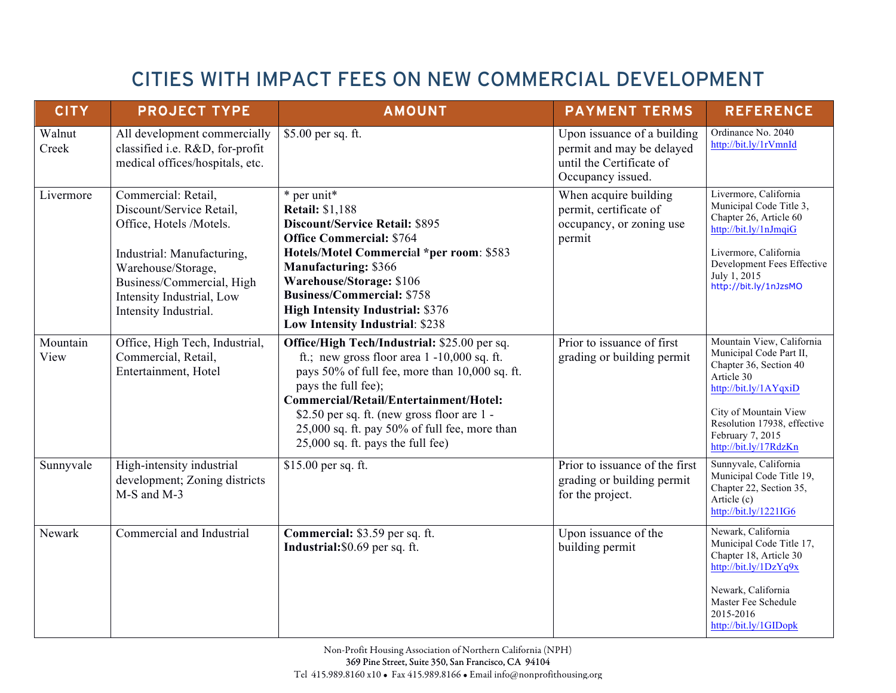# CITIES WITH IMPACT FEES ON NEW COMMERCIAL DEVELOPMENT

| CITY | PROJECT TYPE | AMOUNT | PAYMENT TERMS | REFERENCE |
|---|---|---|---|---|
| Walnut Creek | All development commercially classified i.e. R&D, for-profit medical offices/hospitals, etc. | $5.00 per sq. ft. | Upon issuance of a building permit and may be delayed until the Certificate of Occupancy issued. | Ordinance No. 2040 http://bit.ly/1rVmnId |
| Livermore | Commercial: Retail, Discount/Service Retail, Office, Hotels /Motels.<br><br>Industrial: Manufacturing, Warehouse/Storage, Business/Commercial, High Intensity Industrial, Low Intensity Industrial. | * per unit*<br>**Retail:** $1,188<br>**Discount/Service Retail:** $895<br>**Office Commercial:** $764<br>**Hotels/Motel Commercial *per room**: $583<br>**Manufacturing:** $366<br>**Warehouse/Storage:** $106<br>**Business/Commercial:** $758<br>**High Intensity Industrial:** $376<br>**Low Intensity Industrial**: $238 | When acquire building permit, certificate of occupancy, or zoning use permit | Livermore, California Municipal Code Title 3, Chapter 26, Article 60 http://bit.ly/1nJmqiG<br><br>Livermore, California Development Fees Effective July 1, 2015 http://bit.ly/1nJzsMO |
| Mountain View | Office, High Tech, Industrial, Commercial, Retail, Entertainment, Hotel | **Office/High Tech/Industrial:** $25.00 per sq. ft.; new gross floor area 1 -10,000 sq. ft. pays 50% of full fee, more than 10,000 sq. ft. pays the full fee);<br>**Commercial/Retail/Entertainment/Hotel:** $2.50 per sq. ft. (new gross floor are 1 - 25,000 sq. ft. pay 50% of full fee, more than 25,000 sq. ft. pays the full fee) | Prior to issuance of first grading or building permit | Mountain View, California Municipal Code Part II, Chapter 36, Section 40 Article 30 http://bit.ly/1AYqxiD<br><br>City of Mountain View Resolution 17938, effective February 7, 2015 http://bit.ly/17RdzKn |
| Sunnyvale | High-intensity industrial development; Zoning districts M-S and M-3 | $15.00 per sq. ft. | Prior to issuance of the first grading or building permit for the project. | Sunnyvale, California Municipal Code Title 19, Chapter 22, Section 35, Article (c) http://bit.ly/1221IG6 |
| Newark | Commercial and Industrial | **Commercial:** $3.59 per sq. ft.<br>**Industrial:**$0.69 per sq. ft. | Upon issuance of the building permit | Newark, California Municipal Code Title 17, Chapter 18, Article 30 http://bit.ly/1DzYq9x<br><br>Newark, California Master Fee Schedule 2015-2016 http://bit.ly/1GIDopk |

Non-Profit Housing Association of Northern California (NPH)
369 Pine Street, Suite 350, San Francisco, CA 94104
Tel 415.989.8160 x10 • Fax 415.989.8166 • Email info@nonprofithousing.org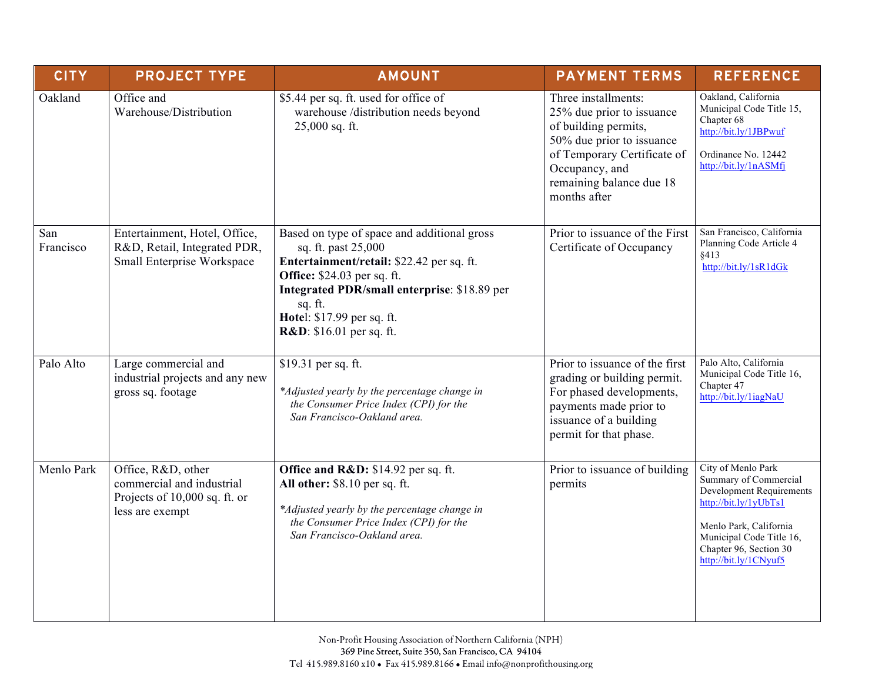| CITY | PROJECT TYPE | AMOUNT | PAYMENT TERMS | REFERENCE |
|---|---|---|---|---|
| Oakland | Office and Warehouse/Distribution | $5.44 per sq. ft. used for office of warehouse /distribution needs beyond 25,000 sq. ft. | Three installments:<br>25% due prior to issuance of building permits,<br>50% due prior to issuance of Temporary Certificate of Occupancy, and<br>remaining balance due 18 months after | Oakland, California Municipal Code Title 15, Chapter 68<br>http://bit.ly/1JBPwuf<br><br>Ordinance No. 12442<br>http://bit.ly/1nASMfj |
| San Francisco | Entertainment, Hotel, Office, R&D, Retail, Integrated PDR, Small Enterprise Workspace | Based on type of space and additional gross sq. ft. past 25,000<br>**Entertainment/retail:** $22.42 per sq. ft.<br>**Office:** $24.03 per sq. ft.<br>**Integrated PDR/small enterprise**: $18.89 per sq. ft.<br>**Hotel**: $17.99 per sq. ft.<br>**R&D**: $16.01 per sq. ft. | Prior to issuance of the First Certificate of Occupancy | San Francisco, California Planning Code Article 4 §413<br>http://bit.ly/1sR1dGk |
| Palo Alto | Large commercial and industrial projects and any new gross sq. footage | $19.31 per sq. ft.<br><br>*\*Adjusted yearly by the percentage change in the Consumer Price Index (CPI) for the San Francisco-Oakland area.* | Prior to issuance of the first grading or building permit. For phased developments, payments made prior to issuance of a building permit for that phase. | Palo Alto, California Municipal Code Title 16, Chapter 47<br>http://bit.ly/1iagNaU |
| Menlo Park | Office, R&D, other commercial and industrial Projects of 10,000 sq. ft. or less are exempt | **Office and R&D:** $14.92 per sq. ft.<br>**All other:** $8.10 per sq. ft.<br><br>*\*Adjusted yearly by the percentage change in the Consumer Price Index (CPI) for the San Francisco-Oakland area.* | Prior to issuance of building permits | City of Menlo Park Summary of Commercial Development Requirements<br>http://bit.ly/1yUbTs1<br><br>Menlo Park, California Municipal Code Title 16, Chapter 96, Section 30<br>http://bit.ly/1CNyuf5 |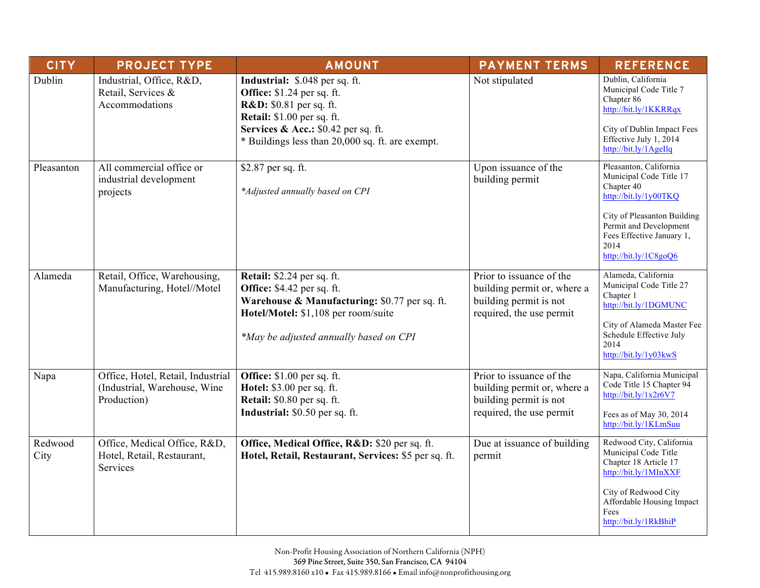| CITY | PROJECT TYPE | AMOUNT | PAYMENT TERMS | REFERENCE |
|---|---|---|---|---|
| Dublin | Industrial, Office, R&D, Retail, Services & Accommodations | **Industrial:** $.048 per sq. ft.<br>**Office:** $1.24 per sq. ft.<br>**R&D:** $0.81 per sq. ft.<br>**Retail:** $1.00 per sq. ft.<br>**Services & Acc.:** $0.42 per sq. ft.<br>* Buildings less than 20,000 sq. ft. are exempt. | Not stipulated | Dublin, California Municipal Code Title 7 Chapter 86<br>http://bit.ly/1KKRRqx<br><br>City of Dublin Impact Fees Effective July 1, 2014<br>http://bit.ly/1AgeIlq |
| Pleasanton | All commercial office or industrial development projects | $2.87 per sq. ft.<br><br>*\*Adjusted annually based on CPI* | Upon issuance of the building permit | Pleasanton, California Municipal Code Title 17 Chapter 40<br>http://bit.ly/1y00TKQ<br><br>City of Pleasanton Building Permit and Development Fees Effective January 1, 2014<br>http://bit.ly/1C8goQ6 |
| Alameda | Retail, Office, Warehousing, Manufacturing, Hotel//Motel | **Retail:** $2.24 per sq. ft.<br>**Office:** $4.42 per sq. ft.<br>**Warehouse & Manufacturing:** $0.77 per sq. ft.<br>**Hotel/Motel:** $1,108 per room/suite<br><br>*\*May be adjusted annually based on CPI* | Prior to issuance of the building permit or, where a building permit is not required, the use permit | Alameda, California Municipal Code Title 27 Chapter 1<br>http://bit.ly/1DGMUNC<br><br>City of Alameda Master Fee Schedule Effective July 2014<br>http://bit.ly/1y03kwS |
| Napa | Office, Hotel, Retail, Industrial (Industrial, Warehouse, Wine Production) | **Office:** $1.00 per sq. ft.<br>**Hotel:** $3.00 per sq. ft.<br>**Retail:** $0.80 per sq. ft.<br>**Industrial:** $0.50 per sq. ft. | Prior to issuance of the building permit or, where a building permit is not required, the use permit | Napa, California Municipal Code Title 15 Chapter 94<br>http://bit.ly/1x2r6V7<br><br>Fees as of May 30, 2014<br>http://bit.ly/1KLmSuu |
| Redwood City | Office, Medical Office, R&D, Hotel, Retail, Restaurant, Services | **Office, Medical Office, R&D:** $20 per sq. ft.<br>**Hotel, Retail, Restaurant, Services:** $5 per sq. ft. | Due at issuance of building permit | Redwood City, California Municipal Code Title Chapter 18 Article 17<br>http://bit.ly/1MInXXF<br><br>City of Redwood City Affordable Housing Impact Fees<br>http://bit.ly/1RkBhiP |

Non-Profit Housing Association of Northern California (NPH)
369 Pine Street, Suite 350, San Francisco, CA 94104
Tel 415.989.8160 x10 • Fax 415.989.8166 • Email info@nonprofithousing.org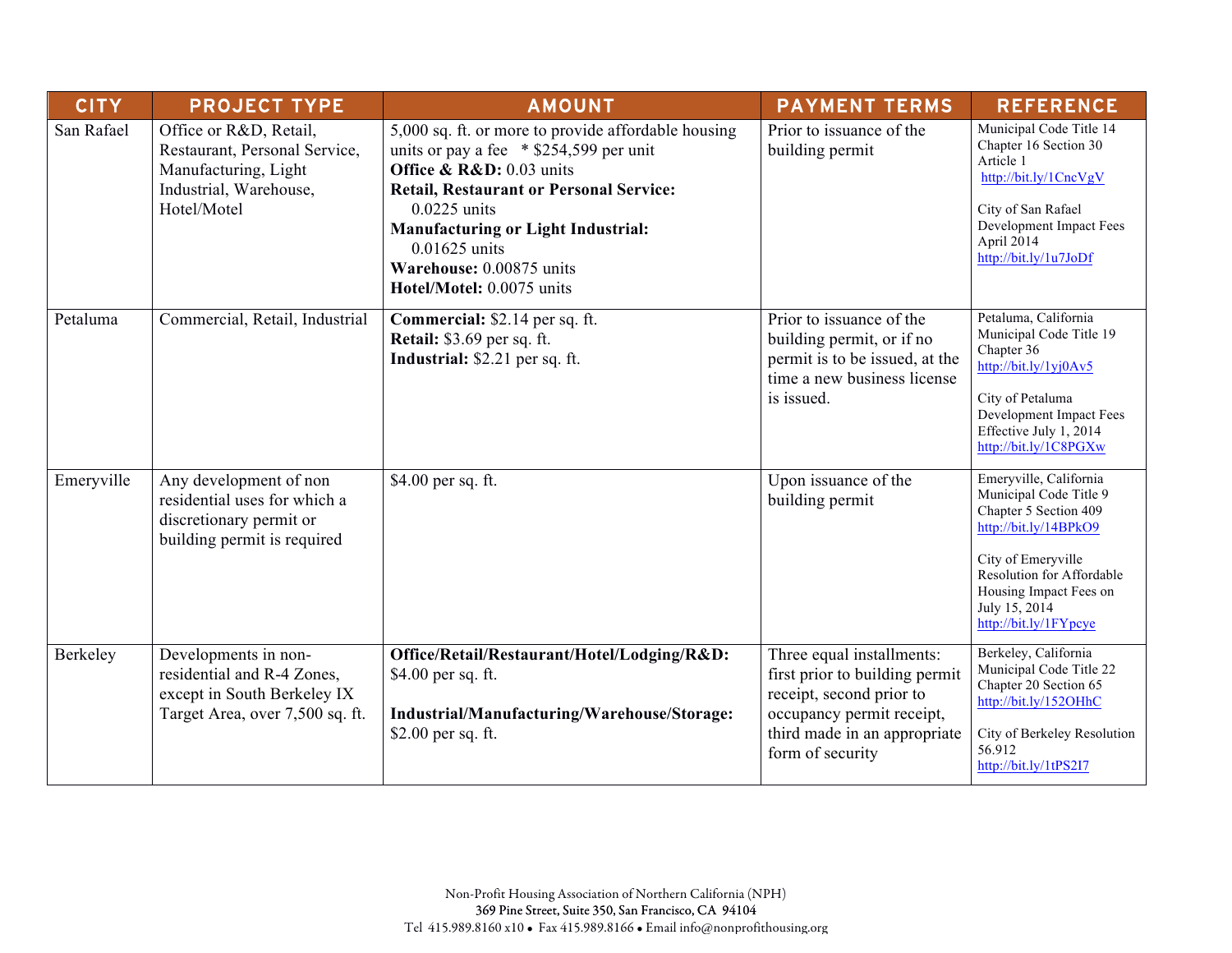| CITY | PROJECT TYPE | AMOUNT | PAYMENT TERMS | REFERENCE |
|---|---|---|---|---|
| San Rafael | Office or R&D, Retail, Restaurant, Personal Service, Manufacturing, Light Industrial, Warehouse, Hotel/Motel | 5,000 sq. ft. or more to provide affordable housing units or pay a fee * $254,599 per unit<br>**Office & R&D:** 0.03 units<br>**Retail, Restaurant or Personal Service:** 0.0225 units<br>**Manufacturing or Light Industrial:** 0.01625 units<br>**Warehouse:** 0.00875 units<br>**Hotel/Motel:** 0.0075 units | Prior to issuance of the building permit | Municipal Code Title 14 Chapter 16 Section 30 Article 1<br>http://bit.ly/1CncVgV<br><br>City of San Rafael Development Impact Fees April 2014<br>http://bit.ly/1u7JoDf |
| Petaluma | Commercial, Retail, Industrial | **Commercial:** $2.14 per sq. ft.<br>**Retail:** $3.69 per sq. ft.<br>**Industrial:** $2.21 per sq. ft. | Prior to issuance of the building permit, or if no permit is to be issued, at the time a new business license is issued. | Petaluma, California Municipal Code Title 19 Chapter 36<br>http://bit.ly/1yj0Av5<br><br>City of Petaluma Development Impact Fees Effective July 1, 2014<br>http://bit.ly/1C8PGXw |
| Emeryville | Any development of non residential uses for which a discretionary permit or building permit is required | $4.00 per sq. ft. | Upon issuance of the building permit | Emeryville, California Municipal Code Title 9 Chapter 5 Section 409<br>http://bit.ly/14BPkO9<br><br>City of Emeryville Resolution for Affordable Housing Impact Fees on July 15, 2014<br>http://bit.ly/1FYpcye |
| Berkeley | Developments in non-residential and R-4 Zones, except in South Berkeley IX Target Area, over 7,500 sq. ft. | **Office/Retail/Restaurant/Hotel/Lodging/R&D:** $4.00 per sq. ft.<br><br>**Industrial/Manufacturing/Warehouse/Storage:** $2.00 per sq. ft. | Three equal installments: first prior to building permit receipt, second prior to occupancy permit receipt, third made in an appropriate form of security | Berkeley, California Municipal Code Title 22 Chapter 20 Section 65<br>http://bit.ly/152OHhC<br><br>City of Berkeley Resolution 56.912<br>http://bit.ly/1tPS2I7 |

Non-Profit Housing Association of Northern California (NPH)
369 Pine Street, Suite 350, San Francisco, CA 94104
Tel 415.989.8160 x10 • Fax 415.989.8166 • Email info@nonprofithousing.org